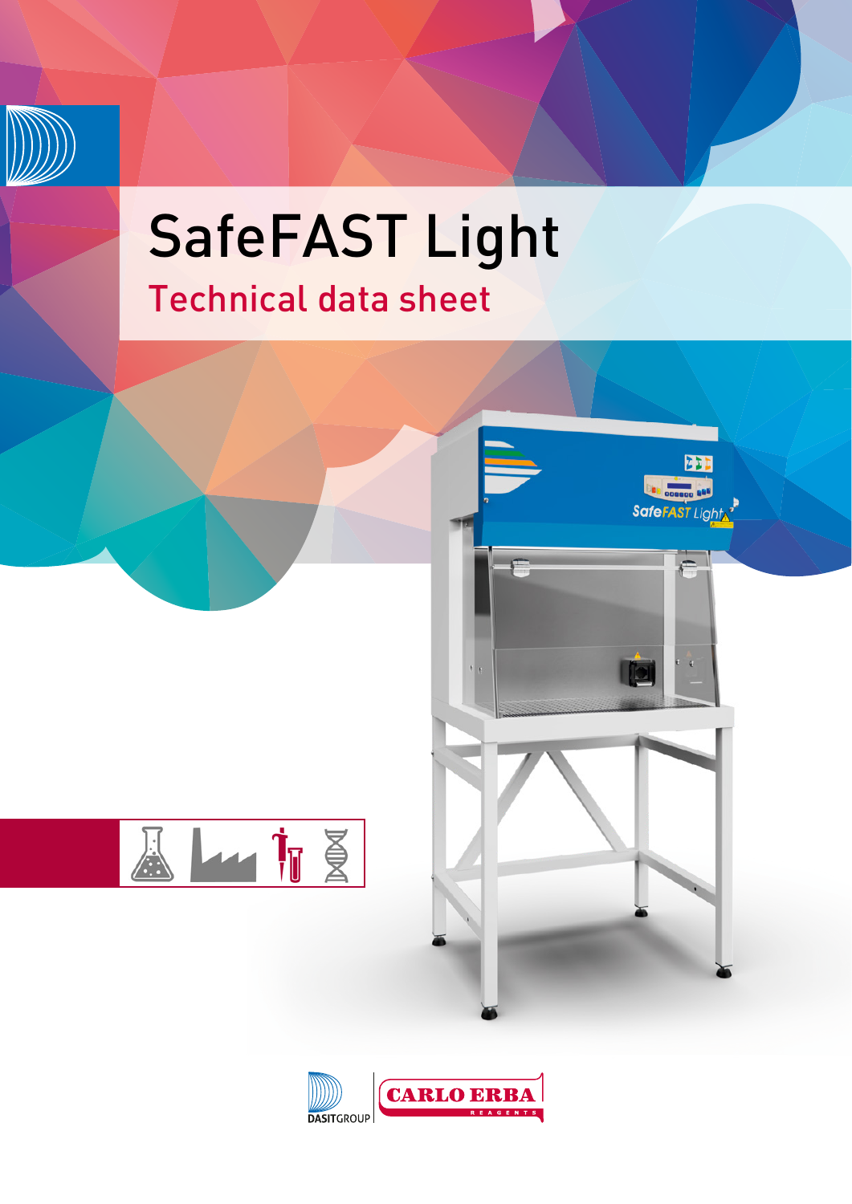# SafeFAST Light

## Technical data sheet

DASITGROUP

CARLO ERBA REAGENTS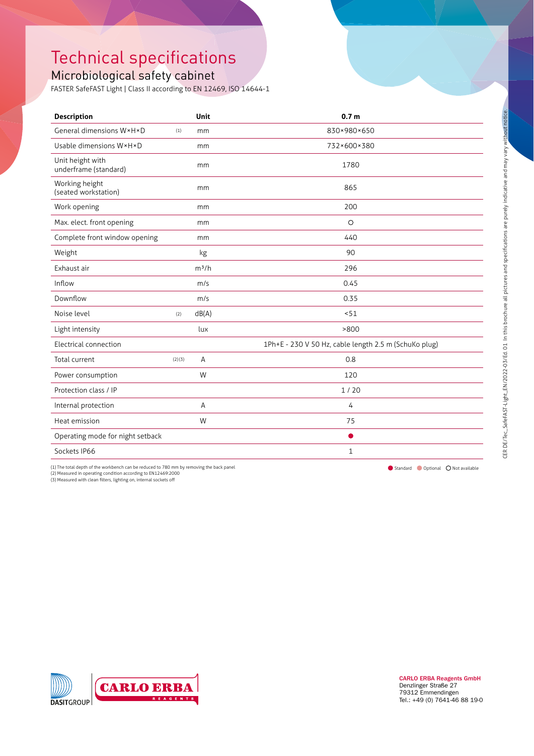# Technical specifications

## Microbiological safety cabinet

FASTER SafeFAST Light | Class II according to EN 12469, ISO 14644-1

| Description | | Unit | 0.7 m |
|---|---|---|---|
| General dimensions W×H×D | (1) | mm | 830×980×650 |
| Usable dimensions W×H×D | | mm | 732×600×380 |
| Unit height with underframe (standard) | | mm | 1780 |
| Working height (seated workstation) | | mm | 865 |
| Work opening | | mm | 200 |
| Max. elect. front opening | | mm | ○ |
| Complete front window opening | | mm | 440 |
| Weight | | kg | 90 |
| Exhaust air | | $m^3/h$ | 296 |
| Inflow | | m/s | 0.45 |
| Downflow | | m/s | 0.35 |
| Noise level | (2) | dB(A) | <51 |
| Light intensity | | lux | >800 |
| Electrical connection | | | 1Ph+E - 230 V 50 Hz, cable length 2.5 m (SchuKo plug) |
| Total current | (2)(3) | A | 0.8 |
| Power consumption | | W | 120 |
| Protection class / IP | | | 1 / 20 |
| Internal protection | | A | 4 |
| Heat emission | | W | 75 |
| Operating mode for night setback | | | ● |
| Sockets IP66 | | | 1 |

(1) The total depth of the workbench can be reduced to 780 mm by removing the back panel
(2) Measured in operating condition according to EN12469:2000
(3) Measured with clean filters, lighting on, internal sockets off

● Standard ● Optional ○ Not available

CER DE/Tec_SafeFAST-Light_EN/2022-03/Ed. 01 In this brochure all pictures and specifications are purely indicative and may vary without notice.

DASITGROUP

CARLO ERBA REAGENTS

**CARLO ERBA Reagents GmbH**
Denzlinger Straße 27
79312 Emmendingen
Tel.: +49 (0) 7641-46 88 19-0